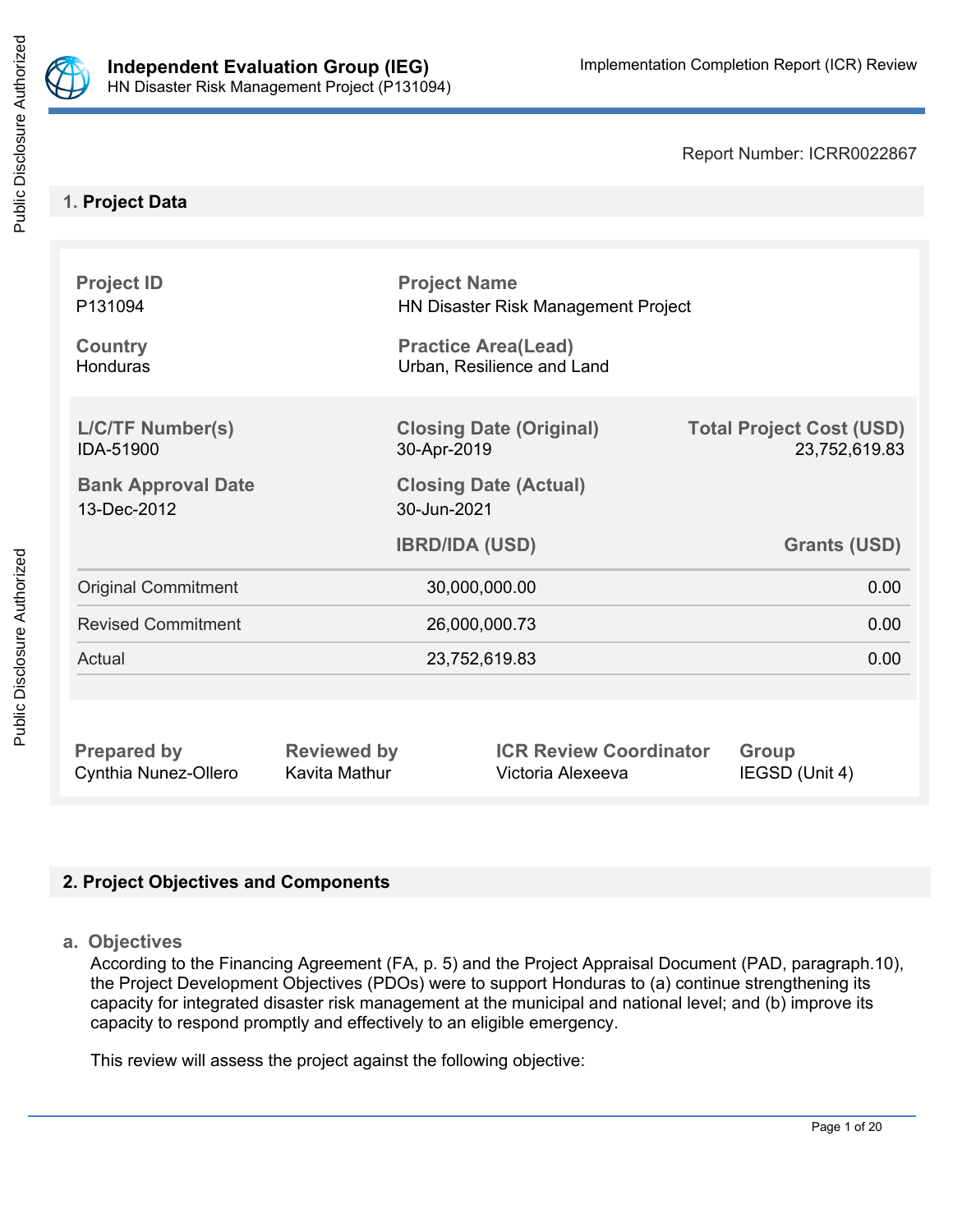**Independent Evaluation Group (IEG)** — Implementation Completion Report (ICR) Review
HN Disaster Risk Management Project (P131094)

Report Number: ICRR0022867

## 1. Project Data

| Project ID | Project Name | |
|---|---|---|
| P131094 | HN Disaster Risk Management Project | |
| **Country** | **Practice Area(Lead)** | |
| Honduras | Urban, Resilience and Land | |

| L/C/TF Number(s) | Closing Date (Original) | Total Project Cost (USD) |
|---|---|---|
| IDA-51900 | 30-Apr-2019 | 23,752,619.83 |
| **Bank Approval Date** | **Closing Date (Actual)** | |
| 13-Dec-2012 | 30-Jun-2021 | |

| | IBRD/IDA (USD) | Grants (USD) |
|---|---|---|
| Original Commitment | 30,000,000.00 | 0.00 |
| Revised Commitment | 26,000,000.73 | 0.00 |
| Actual | 23,752,619.83 | 0.00 |

| Prepared by | Reviewed by | ICR Review Coordinator | Group |
|---|---|---|---|
| Cynthia Nunez-Ollero | Kavita Mathur | Victoria Alexeeva | IEGSD (Unit 4) |

## 2. Project Objectives and Components

### a. Objectives

According to the Financing Agreement (FA, p. 5) and the Project Appraisal Document (PAD, paragraph.10), the Project Development Objectives (PDOs) were to support Honduras to (a) continue strengthening its capacity for integrated disaster risk management at the municipal and national level; and (b) improve its capacity to respond promptly and effectively to an eligible emergency.

This review will assess the project against the following objective: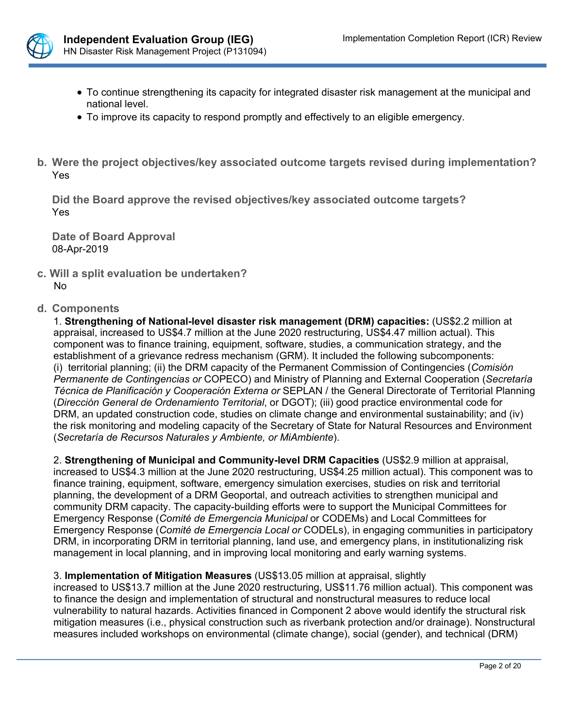- To continue strengthening its capacity for integrated disaster risk management at the municipal and national level.
- To improve its capacity to respond promptly and effectively to an eligible emergency.

**b. Were the project objectives/key associated outcome targets revised during implementation?**
Yes

**Did the Board approve the revised objectives/key associated outcome targets?**
Yes

**Date of Board Approval**
08-Apr-2019

**c. Will a split evaluation be undertaken?**
No

**d. Components**

1. **Strengthening of National-level disaster risk management (DRM) capacities:** (US$2.2 million at appraisal, increased to US$4.7 million at the June 2020 restructuring, US$4.47 million actual). This component was to finance training, equipment, software, studies, a communication strategy, and the establishment of a grievance redress mechanism (GRM). It included the following subcomponents: (i) territorial planning; (ii) the DRM capacity of the Permanent Commission of Contingencies (*Comisión Permanente de Contingencias or* COPECO) and Ministry of Planning and External Cooperation (*Secretaría Técnica de Planificación y Cooperación Externa or* SEPLAN / the General Directorate of Territorial Planning (*Dirección General de Ordenamiento Territorial*, or DGOT); (iii) good practice environmental code for DRM, an updated construction code, studies on climate change and environmental sustainability; and (iv) the risk monitoring and modeling capacity of the Secretary of State for Natural Resources and Environment (*Secretaría de Recursos Naturales y Ambiente, or MiAmbiente*).

2. **Strengthening of Municipal and Community-level DRM Capacities** (US$2.9 million at appraisal, increased to US$4.3 million at the June 2020 restructuring, US$4.25 million actual). This component was to finance training, equipment, software, emergency simulation exercises, studies on risk and territorial planning, the development of a DRM Geoportal, and outreach activities to strengthen municipal and community DRM capacity. The capacity-building efforts were to support the Municipal Committees for Emergency Response (*Comité de Emergencia Municipal* or CODEMs) and Local Committees for Emergency Response (*Comité de Emergencia Local or* CODELs), in engaging communities in participatory DRM, in incorporating DRM in territorial planning, land use, and emergency plans, in institutionalizing risk management in local planning, and in improving local monitoring and early warning systems.

3. **Implementation of Mitigation Measures** (US$13.05 million at appraisal, slightly increased to US$13.7 million at the June 2020 restructuring, US$11.76 million actual). This component was to finance the design and implementation of structural and nonstructural measures to reduce local vulnerability to natural hazards. Activities financed in Component 2 above would identify the structural risk mitigation measures (i.e., physical construction such as riverbank protection and/or drainage). Nonstructural measures included workshops on environmental (climate change), social (gender), and technical (DRM)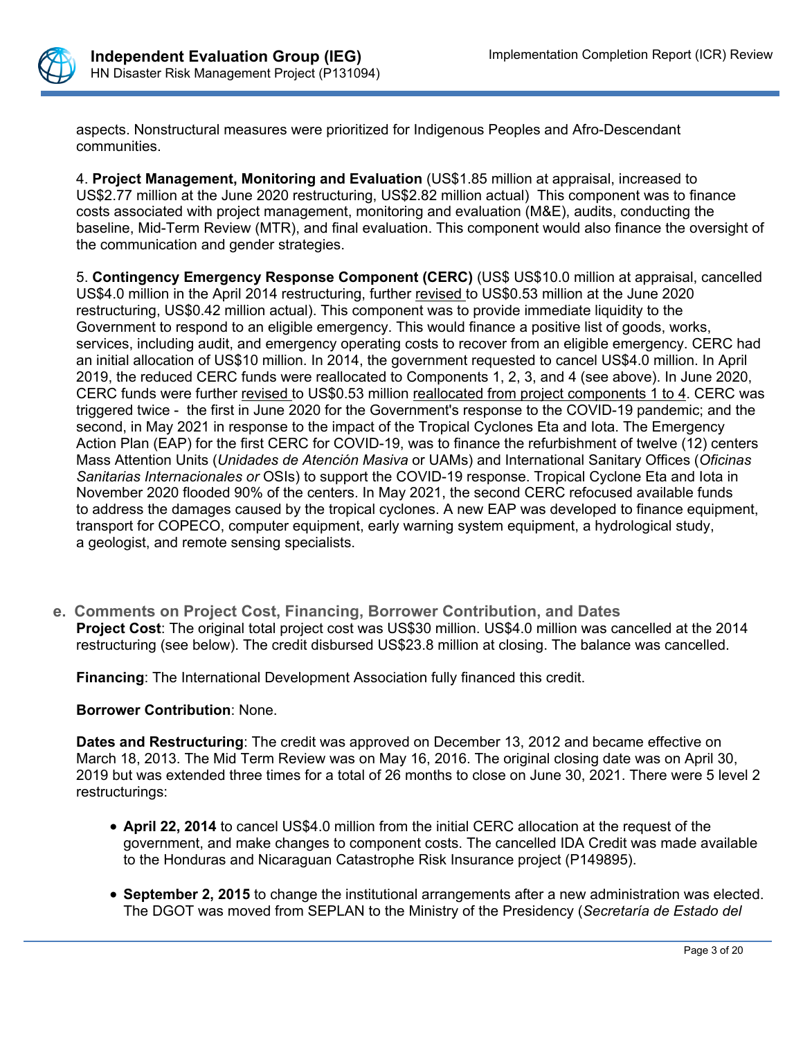aspects. Nonstructural measures were prioritized for Indigenous Peoples and Afro-Descendant communities.

4. **Project Management, Monitoring and Evaluation** (US$1.85 million at appraisal, increased to US$2.77 million at the June 2020 restructuring, US$2.82 million actual) This component was to finance costs associated with project management, monitoring and evaluation (M&E), audits, conducting the baseline, Mid-Term Review (MTR), and final evaluation. This component would also finance the oversight of the communication and gender strategies.

5. **Contingency Emergency Response Component (CERC)** (US$ US$10.0 million at appraisal, cancelled US$4.0 million in the April 2014 restructuring, further revised to US$0.53 million at the June 2020 restructuring, US$0.42 million actual). This component was to provide immediate liquidity to the Government to respond to an eligible emergency. This would finance a positive list of goods, works, services, including audit, and emergency operating costs to recover from an eligible emergency. CERC had an initial allocation of US$10 million. In 2014, the government requested to cancel US$4.0 million. In April 2019, the reduced CERC funds were reallocated to Components 1, 2, 3, and 4 (see above). In June 2020, CERC funds were further revised to US$0.53 million reallocated from project components 1 to 4. CERC was triggered twice - the first in June 2020 for the Government's response to the COVID-19 pandemic; and the second, in May 2021 in response to the impact of the Tropical Cyclones Eta and Iota. The Emergency Action Plan (EAP) for the first CERC for COVID-19, was to finance the refurbishment of twelve (12) centers Mass Attention Units (*Unidades de Atención Masiva* or UAMs) and International Sanitary Offices (*Oficinas Sanitarias Internacionales or* OSIs) to support the COVID-19 response. Tropical Cyclone Eta and Iota in November 2020 flooded 90% of the centers. In May 2021, the second CERC refocused available funds to address the damages caused by the tropical cyclones. A new EAP was developed to finance equipment, transport for COPECO, computer equipment, early warning system equipment, a hydrological study, a geologist, and remote sensing specialists.

## e. Comments on Project Cost, Financing, Borrower Contribution, and Dates

**Project Cost**: The original total project cost was US$30 million. US$4.0 million was cancelled at the 2014 restructuring (see below). The credit disbursed US$23.8 million at closing. The balance was cancelled.

**Financing**: The International Development Association fully financed this credit.

**Borrower Contribution**: None.

**Dates and Restructuring**: The credit was approved on December 13, 2012 and became effective on March 18, 2013. The Mid Term Review was on May 16, 2016. The original closing date was on April 30, 2019 but was extended three times for a total of 26 months to close on June 30, 2021. There were 5 level 2 restructurings:

- **April 22, 2014** to cancel US$4.0 million from the initial CERC allocation at the request of the government, and make changes to component costs. The cancelled IDA Credit was made available to the Honduras and Nicaraguan Catastrophe Risk Insurance project (P149895).
- **September 2, 2015** to change the institutional arrangements after a new administration was elected. The DGOT was moved from SEPLAN to the Ministry of the Presidency (*Secretaría de Estado del*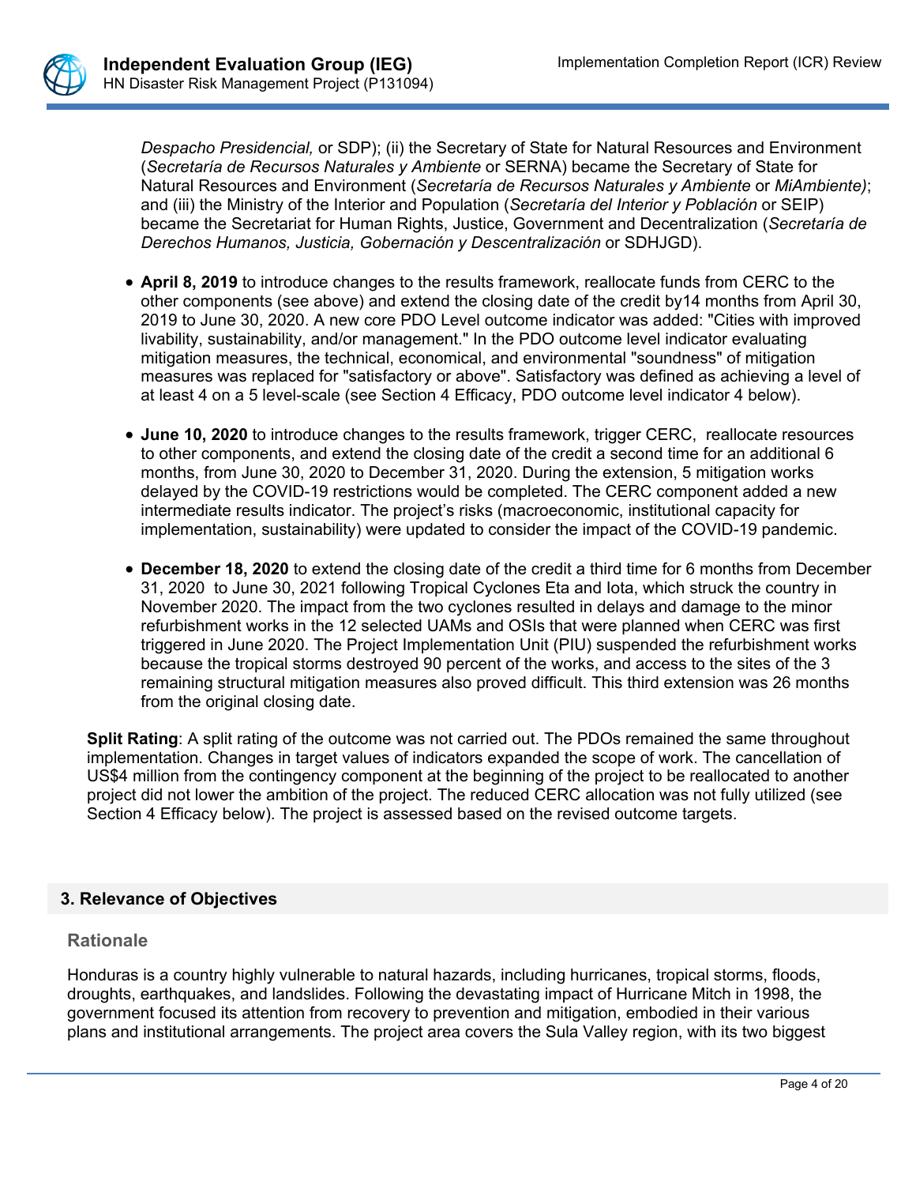*Despacho Presidencial,* or SDP); (ii) the Secretary of State for Natural Resources and Environment (*Secretaría de Recursos Naturales y Ambiente* or SERNA) became the Secretary of State for Natural Resources and Environment (*Secretaría de Recursos Naturales y Ambiente* or *MiAmbiente)*; and (iii) the Ministry of the Interior and Population (*Secretaría del Interior y Población* or SEIP) became the Secretariat for Human Rights, Justice, Government and Decentralization (*Secretaría de Derechos Humanos, Justicia, Gobernación y Descentralización* or SDHJGD).

- **April 8, 2019** to introduce changes to the results framework, reallocate funds from CERC to the other components (see above) and extend the closing date of the credit by14 months from April 30, 2019 to June 30, 2020. A new core PDO Level outcome indicator was added: "Cities with improved livability, sustainability, and/or management." In the PDO outcome level indicator evaluating mitigation measures, the technical, economical, and environmental "soundness" of mitigation measures was replaced for "satisfactory or above". Satisfactory was defined as achieving a level of at least 4 on a 5 level-scale (see Section 4 Efficacy, PDO outcome level indicator 4 below).
- **June 10, 2020** to introduce changes to the results framework, trigger CERC, reallocate resources to other components, and extend the closing date of the credit a second time for an additional 6 months, from June 30, 2020 to December 31, 2020. During the extension, 5 mitigation works delayed by the COVID-19 restrictions would be completed. The CERC component added a new intermediate results indicator. The project's risks (macroeconomic, institutional capacity for implementation, sustainability) were updated to consider the impact of the COVID-19 pandemic.
- **December 18, 2020** to extend the closing date of the credit a third time for 6 months from December 31, 2020 to June 30, 2021 following Tropical Cyclones Eta and Iota, which struck the country in November 2020. The impact from the two cyclones resulted in delays and damage to the minor refurbishment works in the 12 selected UAMs and OSIs that were planned when CERC was first triggered in June 2020. The Project Implementation Unit (PIU) suspended the refurbishment works because the tropical storms destroyed 90 percent of the works, and access to the sites of the 3 remaining structural mitigation measures also proved difficult. This third extension was 26 months from the original closing date.

**Split Rating**: A split rating of the outcome was not carried out. The PDOs remained the same throughout implementation. Changes in target values of indicators expanded the scope of work. The cancellation of US$4 million from the contingency component at the beginning of the project to be reallocated to another project did not lower the ambition of the project. The reduced CERC allocation was not fully utilized (see Section 4 Efficacy below). The project is assessed based on the revised outcome targets.

## 3. Relevance of Objectives

### Rationale

Honduras is a country highly vulnerable to natural hazards, including hurricanes, tropical storms, floods, droughts, earthquakes, and landslides. Following the devastating impact of Hurricane Mitch in 1998, the government focused its attention from recovery to prevention and mitigation, embodied in their various plans and institutional arrangements. The project area covers the Sula Valley region, with its two biggest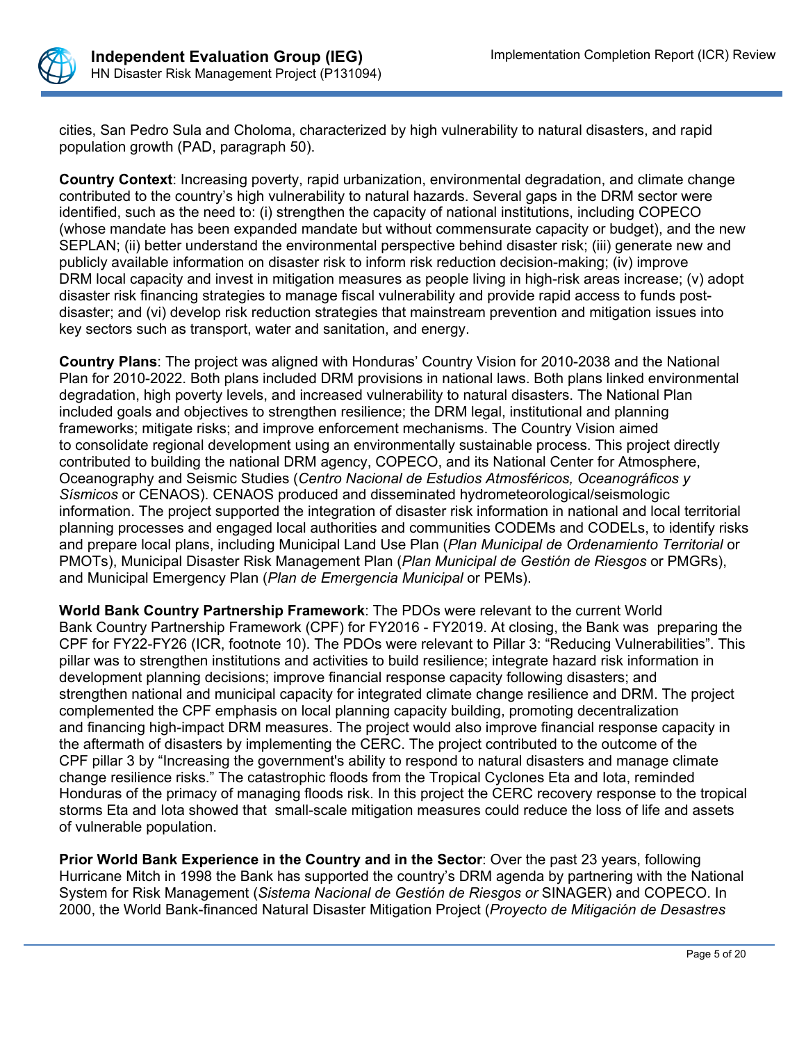cities, San Pedro Sula and Choloma, characterized by high vulnerability to natural disasters, and rapid population growth (PAD, paragraph 50).

**Country Context**: Increasing poverty, rapid urbanization, environmental degradation, and climate change contributed to the country's high vulnerability to natural hazards. Several gaps in the DRM sector were identified, such as the need to: (i) strengthen the capacity of national institutions, including COPECO (whose mandate has been expanded mandate but without commensurate capacity or budget), and the new SEPLAN; (ii) better understand the environmental perspective behind disaster risk; (iii) generate new and publicly available information on disaster risk to inform risk reduction decision-making; (iv) improve DRM local capacity and invest in mitigation measures as people living in high-risk areas increase; (v) adopt disaster risk financing strategies to manage fiscal vulnerability and provide rapid access to funds post-disaster; and (vi) develop risk reduction strategies that mainstream prevention and mitigation issues into key sectors such as transport, water and sanitation, and energy.

**Country Plans**: The project was aligned with Honduras' Country Vision for 2010-2038 and the National Plan for 2010-2022. Both plans included DRM provisions in national laws. Both plans linked environmental degradation, high poverty levels, and increased vulnerability to natural disasters. The National Plan included goals and objectives to strengthen resilience; the DRM legal, institutional and planning frameworks; mitigate risks; and improve enforcement mechanisms. The Country Vision aimed to consolidate regional development using an environmentally sustainable process. This project directly contributed to building the national DRM agency, COPECO, and its National Center for Atmosphere, Oceanography and Seismic Studies (*Centro Nacional de Estudios Atmosféricos, Oceanográficos y Sísmicos* or CENAOS). CENAOS produced and disseminated hydrometeorological/seismologic information. The project supported the integration of disaster risk information in national and local territorial planning processes and engaged local authorities and communities CODEMs and CODELs, to identify risks and prepare local plans, including Municipal Land Use Plan (*Plan Municipal de Ordenamiento Territorial* or PMOTs), Municipal Disaster Risk Management Plan (*Plan Municipal de Gestión de Riesgos* or PMGRs), and Municipal Emergency Plan (*Plan de Emergencia Municipal* or PEMs).

**World Bank Country Partnership Framework**: The PDOs were relevant to the current World Bank Country Partnership Framework (CPF) for FY2016 - FY2019. At closing, the Bank was preparing the CPF for FY22-FY26 (ICR, footnote 10). The PDOs were relevant to Pillar 3: "Reducing Vulnerabilities". This pillar was to strengthen institutions and activities to build resilience; integrate hazard risk information in development planning decisions; improve financial response capacity following disasters; and strengthen national and municipal capacity for integrated climate change resilience and DRM. The project complemented the CPF emphasis on local planning capacity building, promoting decentralization and financing high-impact DRM measures. The project would also improve financial response capacity in the aftermath of disasters by implementing the CERC. The project contributed to the outcome of the CPF pillar 3 by "Increasing the government's ability to respond to natural disasters and manage climate change resilience risks." The catastrophic floods from the Tropical Cyclones Eta and Iota, reminded Honduras of the primacy of managing floods risk. In this project the CERC recovery response to the tropical storms Eta and Iota showed that small-scale mitigation measures could reduce the loss of life and assets of vulnerable population.

**Prior World Bank Experience in the Country and in the Sector**: Over the past 23 years, following Hurricane Mitch in 1998 the Bank has supported the country's DRM agenda by partnering with the National System for Risk Management (*Sistema Nacional de Gestión de Riesgos or* SINAGER) and COPECO. In 2000, the World Bank-financed Natural Disaster Mitigation Project (*Proyecto de Mitigación de Desastres*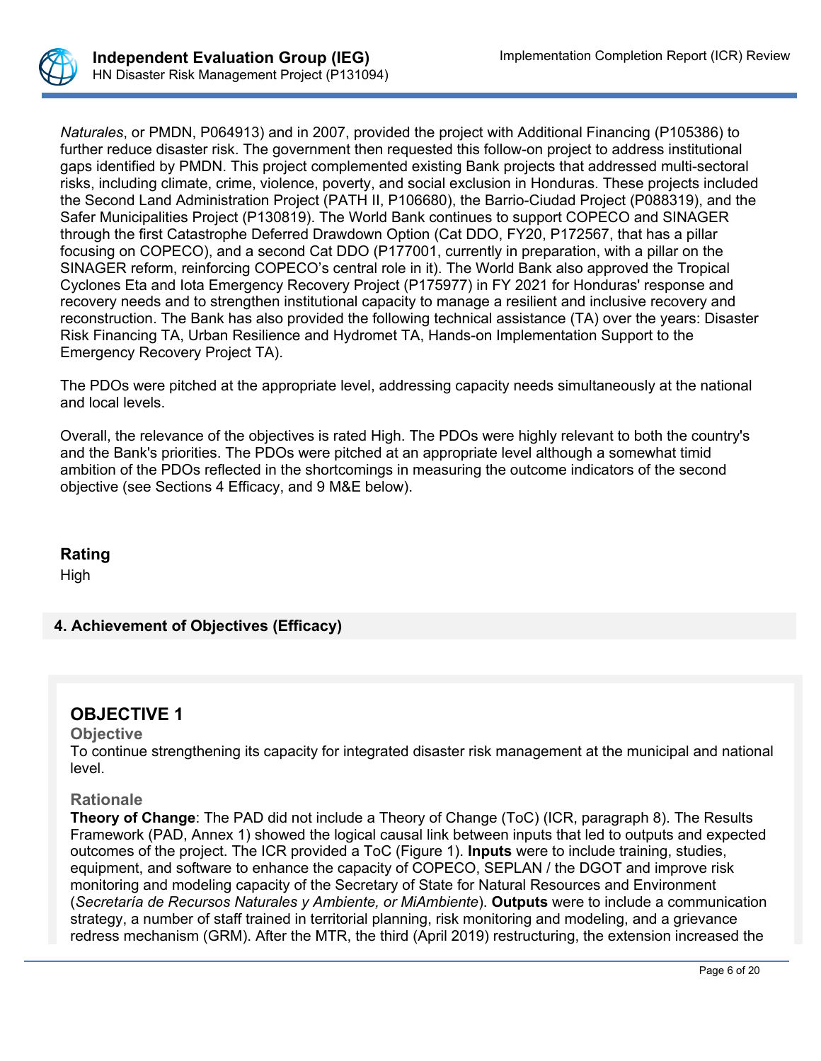*Naturales*, or PMDN, P064913) and in 2007, provided the project with Additional Financing (P105386) to further reduce disaster risk. The government then requested this follow-on project to address institutional gaps identified by PMDN. This project complemented existing Bank projects that addressed multi-sectoral risks, including climate, crime, violence, poverty, and social exclusion in Honduras. These projects included the Second Land Administration Project (PATH II, P106680), the Barrio-Ciudad Project (P088319), and the Safer Municipalities Project (P130819). The World Bank continues to support COPECO and SINAGER through the first Catastrophe Deferred Drawdown Option (Cat DDO, FY20, P172567, that has a pillar focusing on COPECO), and a second Cat DDO (P177001, currently in preparation, with a pillar on the SINAGER reform, reinforcing COPECO's central role in it). The World Bank also approved the Tropical Cyclones Eta and Iota Emergency Recovery Project (P175977) in FY 2021 for Honduras' response and recovery needs and to strengthen institutional capacity to manage a resilient and inclusive recovery and reconstruction. The Bank has also provided the following technical assistance (TA) over the years: Disaster Risk Financing TA, Urban Resilience and Hydromet TA, Hands-on Implementation Support to the Emergency Recovery Project TA).

The PDOs were pitched at the appropriate level, addressing capacity needs simultaneously at the national and local levels.

Overall, the relevance of the objectives is rated High. The PDOs were highly relevant to both the country's and the Bank's priorities. The PDOs were pitched at an appropriate level although a somewhat timid ambition of the PDOs reflected in the shortcomings in measuring the outcome indicators of the second objective (see Sections 4 Efficacy, and 9 M&E below).

### Rating

High

## 4. Achievement of Objectives (Efficacy)

### OBJECTIVE 1

**Objective**

To continue strengthening its capacity for integrated disaster risk management at the municipal and national level.

**Rationale**

**Theory of Change**: The PAD did not include a Theory of Change (ToC) (ICR, paragraph 8). The Results Framework (PAD, Annex 1) showed the logical causal link between inputs that led to outputs and expected outcomes of the project. The ICR provided a ToC (Figure 1). **Inputs** were to include training, studies, equipment, and software to enhance the capacity of COPECO, SEPLAN / the DGOT and improve risk monitoring and modeling capacity of the Secretary of State for Natural Resources and Environment (*Secretaría de Recursos Naturales y Ambiente, or MiAmbiente*). **Outputs** were to include a communication strategy, a number of staff trained in territorial planning, risk monitoring and modeling, and a grievance redress mechanism (GRM). After the MTR, the third (April 2019) restructuring, the extension increased the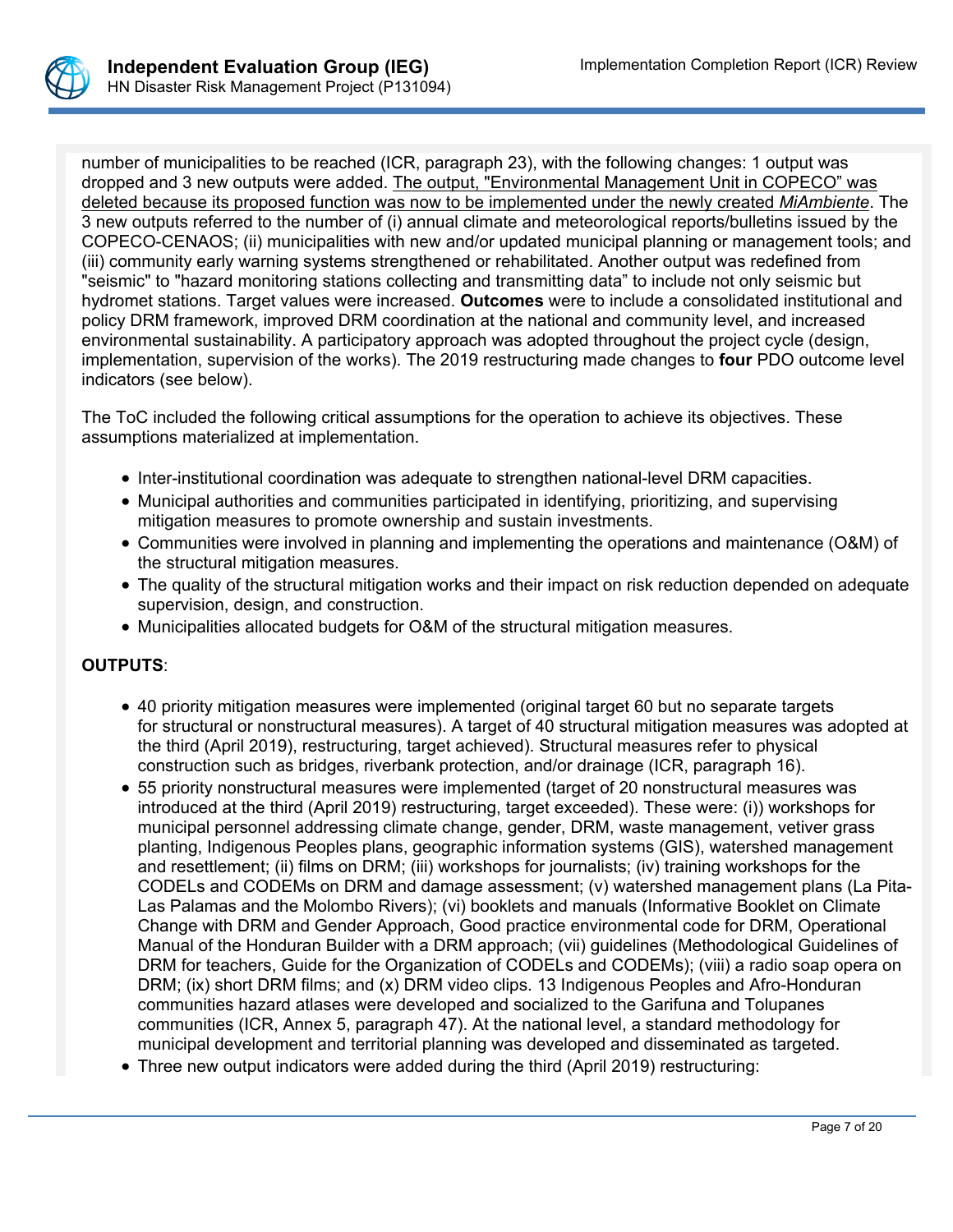number of municipalities to be reached (ICR, paragraph 23), with the following changes: 1 output was dropped and 3 new outputs were added. The output, "Environmental Management Unit in COPECO" was deleted because its proposed function was now to be implemented under the newly created *MiAmbiente*. The 3 new outputs referred to the number of (i) annual climate and meteorological reports/bulletins issued by the COPECO-CENAOS; (ii) municipalities with new and/or updated municipal planning or management tools; and (iii) community early warning systems strengthened or rehabilitated. Another output was redefined from "seismic" to "hazard monitoring stations collecting and transmitting data" to include not only seismic but hydromet stations. Target values were increased. **Outcomes** were to include a consolidated institutional and policy DRM framework, improved DRM coordination at the national and community level, and increased environmental sustainability. A participatory approach was adopted throughout the project cycle (design, implementation, supervision of the works). The 2019 restructuring made changes to **four** PDO outcome level indicators (see below).

The ToC included the following critical assumptions for the operation to achieve its objectives. These assumptions materialized at implementation.

- Inter-institutional coordination was adequate to strengthen national-level DRM capacities.
- Municipal authorities and communities participated in identifying, prioritizing, and supervising mitigation measures to promote ownership and sustain investments.
- Communities were involved in planning and implementing the operations and maintenance (O&M) of the structural mitigation measures.
- The quality of the structural mitigation works and their impact on risk reduction depended on adequate supervision, design, and construction.
- Municipalities allocated budgets for O&M of the structural mitigation measures.

**OUTPUTS**:

- 40 priority mitigation measures were implemented (original target 60 but no separate targets for structural or nonstructural measures). A target of 40 structural mitigation measures was adopted at the third (April 2019), restructuring, target achieved). Structural measures refer to physical construction such as bridges, riverbank protection, and/or drainage (ICR, paragraph 16).
- 55 priority nonstructural measures were implemented (target of 20 nonstructural measures was introduced at the third (April 2019) restructuring, target exceeded). These were: (i)) workshops for municipal personnel addressing climate change, gender, DRM, waste management, vetiver grass planting, Indigenous Peoples plans, geographic information systems (GIS), watershed management and resettlement; (ii) films on DRM; (iii) workshops for journalists; (iv) training workshops for the CODELs and CODEMs on DRM and damage assessment; (v) watershed management plans (La Pita-Las Palamas and the Molombo Rivers); (vi) booklets and manuals (Informative Booklet on Climate Change with DRM and Gender Approach, Good practice environmental code for DRM, Operational Manual of the Honduran Builder with a DRM approach; (vii) guidelines (Methodological Guidelines of DRM for teachers, Guide for the Organization of CODELs and CODEMs); (viii) a radio soap opera on DRM; (ix) short DRM films; and (x) DRM video clips. 13 Indigenous Peoples and Afro-Honduran communities hazard atlases were developed and socialized to the Garifuna and Tolupanes communities (ICR, Annex 5, paragraph 47). At the national level, a standard methodology for municipal development and territorial planning was developed and disseminated as targeted.
- Three new output indicators were added during the third (April 2019) restructuring: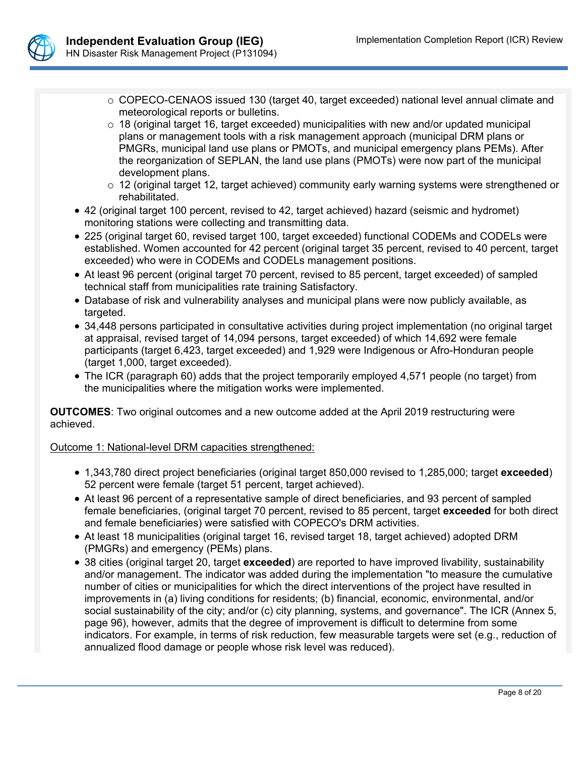- COPECO-CENAOS issued 130 (target 40, target exceeded) national level annual climate and meteorological reports or bulletins.
  - 18 (original target 16, target exceeded) municipalities with new and/or updated municipal plans or management tools with a risk management approach (municipal DRM plans or PMGRs, municipal land use plans or PMOTs, and municipal emergency plans PEMs). After the reorganization of SEPLAN, the land use plans (PMOTs) were now part of the municipal development plans.
  - 12 (original target 12, target achieved) community early warning systems were strengthened or rehabilitated.
- 42 (original target 100 percent, revised to 42, target achieved) hazard (seismic and hydromet) monitoring stations were collecting and transmitting data.
- 225 (original target 60, revised target 100, target exceeded) functional CODEMs and CODELs were established. Women accounted for 42 percent (original target 35 percent, revised to 40 percent, target exceeded) who were in CODEMs and CODELs management positions.
- At least 96 percent (original target 70 percent, revised to 85 percent, target exceeded) of sampled technical staff from municipalities rate training Satisfactory.
- Database of risk and vulnerability analyses and municipal plans were now publicly available, as targeted.
- 34,448 persons participated in consultative activities during project implementation (no original target at appraisal, revised target of 14,094 persons, target exceeded) of which 14,692 were female participants (target 6,423, target exceeded) and 1,929 were Indigenous or Afro-Honduran people (target 1,000, target exceeded).
- The ICR (paragraph 60) adds that the project temporarily employed 4,571 people (no target) from the municipalities where the mitigation works were implemented.

**OUTCOMES**: Two original outcomes and a new outcome added at the April 2019 restructuring were achieved.

<u>Outcome 1: National-level DRM capacities strengthened:</u>

- 1,343,780 direct project beneficiaries (original target 850,000 revised to 1,285,000; target **exceeded**) 52 percent were female (target 51 percent, target achieved).
- At least 96 percent of a representative sample of direct beneficiaries, and 93 percent of sampled female beneficiaries, (original target 70 percent, revised to 85 percent, target **exceeded** for both direct and female beneficiaries) were satisfied with COPECO's DRM activities.
- At least 18 municipalities (original target 16, revised target 18, target achieved) adopted DRM (PMGRs) and emergency (PEMs) plans.
- 38 cities (original target 20, target **exceeded**) are reported to have improved livability, sustainability and/or management. The indicator was added during the implementation "to measure the cumulative number of cities or municipalities for which the direct interventions of the project have resulted in improvements in (a) living conditions for residents; (b) financial, economic, environmental, and/or social sustainability of the city; and/or (c) city planning, systems, and governance". The ICR (Annex 5, page 96), however, admits that the degree of improvement is difficult to determine from some indicators. For example, in terms of risk reduction, few measurable targets were set (e.g., reduction of annualized flood damage or people whose risk level was reduced).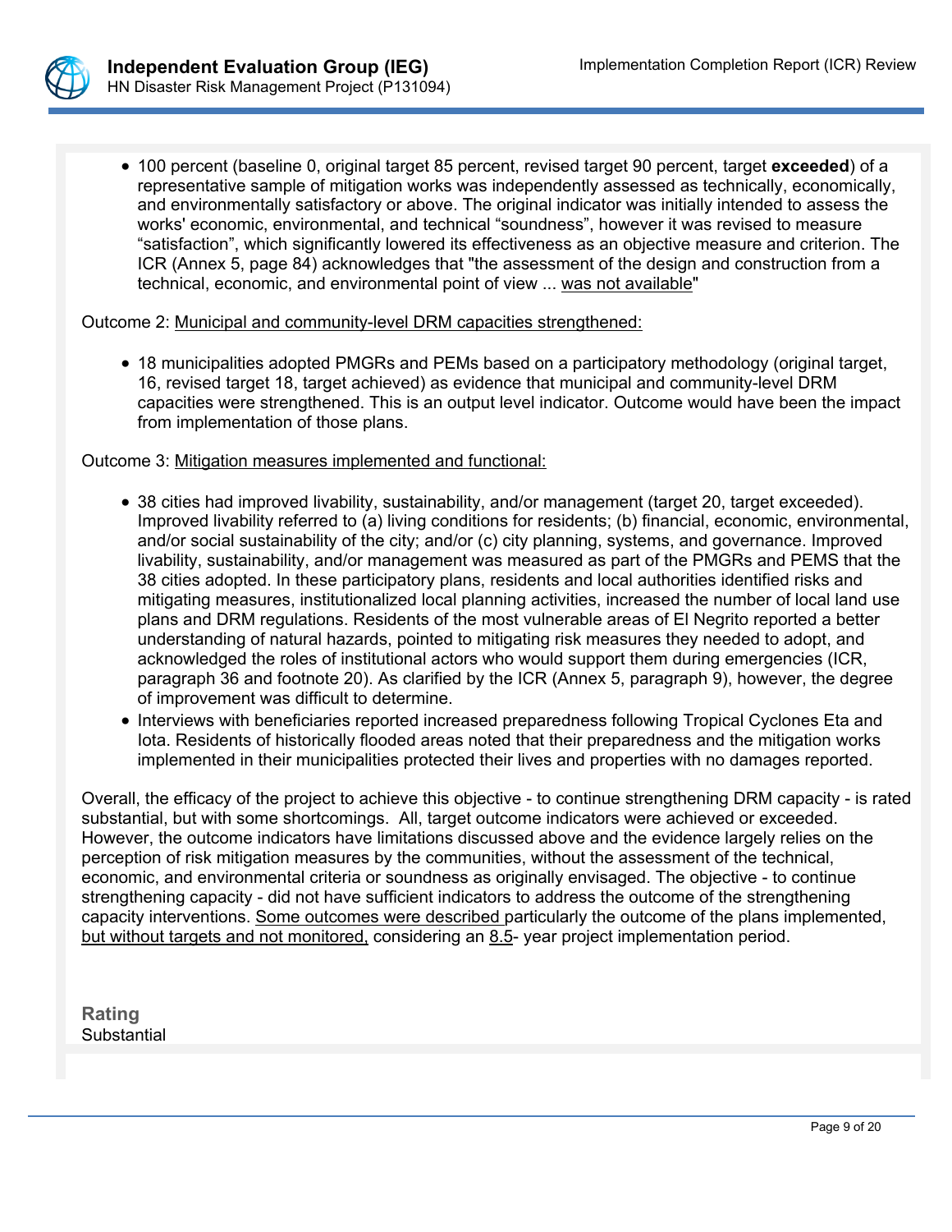- 100 percent (baseline 0, original target 85 percent, revised target 90 percent, target **exceeded**) of a representative sample of mitigation works was independently assessed as technically, economically, and environmentally satisfactory or above. The original indicator was initially intended to assess the works' economic, environmental, and technical "soundness", however it was revised to measure "satisfaction", which significantly lowered its effectiveness as an objective measure and criterion. The ICR (Annex 5, page 84) acknowledges that "the assessment of the design and construction from a technical, economic, and environmental point of view ... <u>was not available</u>"

Outcome 2: <u>Municipal and community-level DRM capacities strengthened:</u>

- 18 municipalities adopted PMGRs and PEMs based on a participatory methodology (original target, 16, revised target 18, target achieved) as evidence that municipal and community-level DRM capacities were strengthened. This is an output level indicator. Outcome would have been the impact from implementation of those plans.

Outcome 3: <u>Mitigation measures implemented and functional:</u>

- 38 cities had improved livability, sustainability, and/or management (target 20, target exceeded). Improved livability referred to (a) living conditions for residents; (b) financial, economic, environmental, and/or social sustainability of the city; and/or (c) city planning, systems, and governance. Improved livability, sustainability, and/or management was measured as part of the PMGRs and PEMS that the 38 cities adopted. In these participatory plans, residents and local authorities identified risks and mitigating measures, institutionalized local planning activities, increased the number of local land use plans and DRM regulations. Residents of the most vulnerable areas of El Negrito reported a better understanding of natural hazards, pointed to mitigating risk measures they needed to adopt, and acknowledged the roles of institutional actors who would support them during emergencies (ICR, paragraph 36 and footnote 20). As clarified by the ICR (Annex 5, paragraph 9), however, the degree of improvement was difficult to determine.
- Interviews with beneficiaries reported increased preparedness following Tropical Cyclones Eta and Iota. Residents of historically flooded areas noted that their preparedness and the mitigation works implemented in their municipalities protected their lives and properties with no damages reported.

Overall, the efficacy of the project to achieve this objective - to continue strengthening DRM capacity - is rated substantial, but with some shortcomings. All, target outcome indicators were achieved or exceeded. However, the outcome indicators have limitations discussed above and the evidence largely relies on the perception of risk mitigation measures by the communities, without the assessment of the technical, economic, and environmental criteria or soundness as originally envisaged. The objective - to continue strengthening capacity - did not have sufficient indicators to address the outcome of the strengthening capacity interventions. <u>Some outcomes were described</u> particularly the outcome of the plans implemented, <u>but without targets and not monitored,</u> considering an <u>8.5</u>- year project implementation period.

**Rating**
Substantial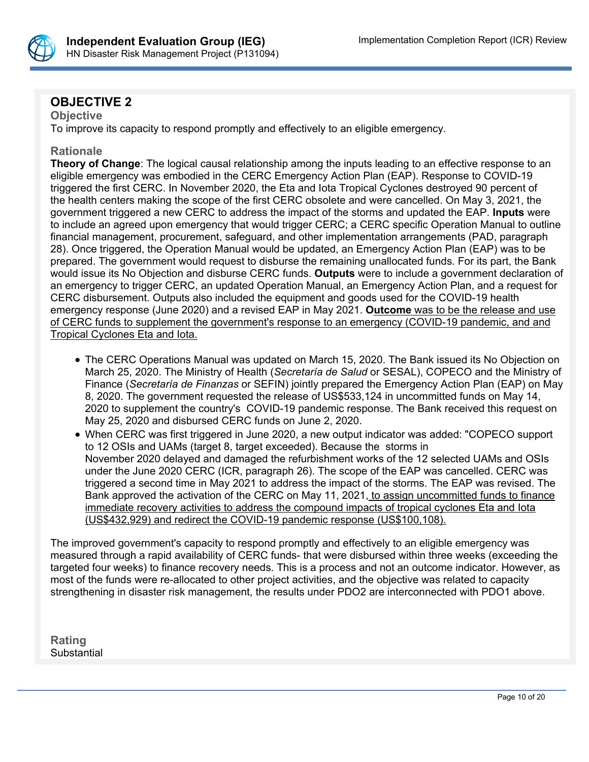## OBJECTIVE 2

### Objective

To improve its capacity to respond promptly and effectively to an eligible emergency.

### Rationale

**Theory of Change**: The logical causal relationship among the inputs leading to an effective response to an eligible emergency was embodied in the CERC Emergency Action Plan (EAP). Response to COVID-19 triggered the first CERC. In November 2020, the Eta and Iota Tropical Cyclones destroyed 90 percent of the health centers making the scope of the first CERC obsolete and were cancelled. On May 3, 2021, the government triggered a new CERC to address the impact of the storms and updated the EAP. **Inputs** were to include an agreed upon emergency that would trigger CERC; a CERC specific Operation Manual to outline financial management, procurement, safeguard, and other implementation arrangements (PAD, paragraph 28). Once triggered, the Operation Manual would be updated, an Emergency Action Plan (EAP) was to be prepared. The government would request to disburse the remaining unallocated funds. For its part, the Bank would issue its No Objection and disburse CERC funds. **Outputs** were to include a government declaration of an emergency to trigger CERC, an updated Operation Manual, an Emergency Action Plan, and a request for CERC disbursement. Outputs also included the equipment and goods used for the COVID-19 health emergency response (June 2020) and a revised EAP in May 2021. **Outcome** was to be the release and use of CERC funds to supplement the government's response to an emergency (COVID-19 pandemic, and and Tropical Cyclones Eta and Iota.

- The CERC Operations Manual was updated on March 15, 2020. The Bank issued its No Objection on March 25, 2020. The Ministry of Health (*Secretaría de Salud* or SESAL), COPECO and the Ministry of Finance (*Secretaría de Finanzas* or SEFIN) jointly prepared the Emergency Action Plan (EAP) on May 8, 2020. The government requested the release of US$533,124 in uncommitted funds on May 14, 2020 to supplement the country's COVID-19 pandemic response. The Bank received this request on May 25, 2020 and disbursed CERC funds on June 2, 2020.
- When CERC was first triggered in June 2020, a new output indicator was added: "COPECO support to 12 OSIs and UAMs (target 8, target exceeded). Because the storms in November 2020 delayed and damaged the refurbishment works of the 12 selected UAMs and OSIs under the June 2020 CERC (ICR, paragraph 26). The scope of the EAP was cancelled. CERC was triggered a second time in May 2021 to address the impact of the storms. The EAP was revised. The Bank approved the activation of the CERC on May 11, 2021, to assign uncommitted funds to finance immediate recovery activities to address the compound impacts of tropical cyclones Eta and Iota (US$432,929) and redirect the COVID-19 pandemic response (US$100,108).

The improved government's capacity to respond promptly and effectively to an eligible emergency was measured through a rapid availability of CERC funds- that were disbursed within three weeks (exceeding the targeted four weeks) to finance recovery needs. This is a process and not an outcome indicator. However, as most of the funds were re-allocated to other project activities, and the objective was related to capacity strengthening in disaster risk management, the results under PDO2 are interconnected with PDO1 above.

### Rating

Substantial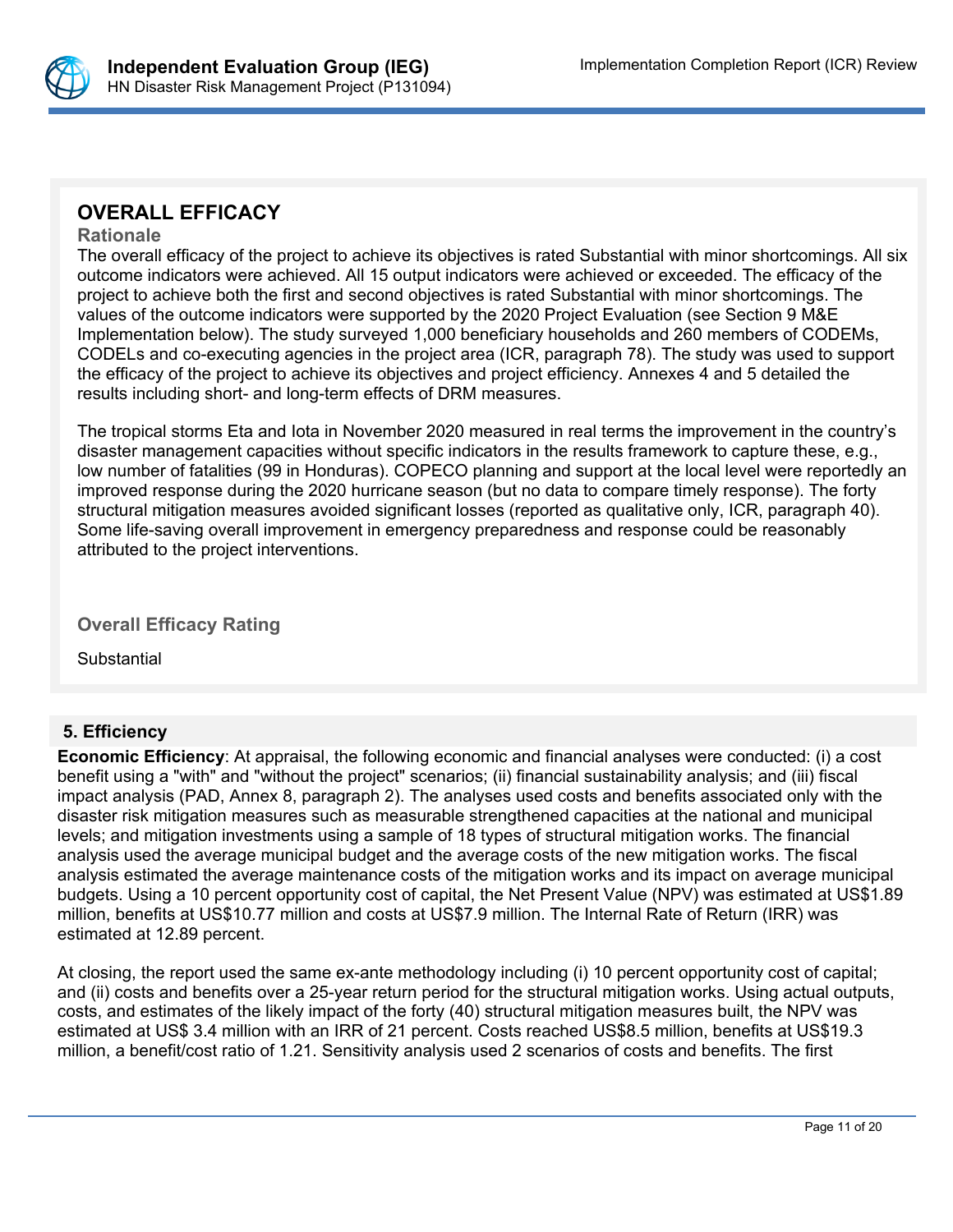## OVERALL EFFICACY

### Rationale

The overall efficacy of the project to achieve its objectives is rated Substantial with minor shortcomings. All six outcome indicators were achieved. All 15 output indicators were achieved or exceeded. The efficacy of the project to achieve both the first and second objectives is rated Substantial with minor shortcomings. The values of the outcome indicators were supported by the 2020 Project Evaluation (see Section 9 M&E Implementation below). The study surveyed 1,000 beneficiary households and 260 members of CODEMs, CODELs and co-executing agencies in the project area (ICR, paragraph 78). The study was used to support the efficacy of the project to achieve its objectives and project efficiency. Annexes 4 and 5 detailed the results including short- and long-term effects of DRM measures.

The tropical storms Eta and Iota in November 2020 measured in real terms the improvement in the country's disaster management capacities without specific indicators in the results framework to capture these, e.g., low number of fatalities (99 in Honduras). COPECO planning and support at the local level were reportedly an improved response during the 2020 hurricane season (but no data to compare timely response). The forty structural mitigation measures avoided significant losses (reported as qualitative only, ICR, paragraph 40). Some life-saving overall improvement in emergency preparedness and response could be reasonably attributed to the project interventions.

### Overall Efficacy Rating

Substantial

## 5. Efficiency

**Economic Efficiency**: At appraisal, the following economic and financial analyses were conducted: (i) a cost benefit using a "with" and "without the project" scenarios; (ii) financial sustainability analysis; and (iii) fiscal impact analysis (PAD, Annex 8, paragraph 2). The analyses used costs and benefits associated only with the disaster risk mitigation measures such as measurable strengthened capacities at the national and municipal levels; and mitigation investments using a sample of 18 types of structural mitigation works. The financial analysis used the average municipal budget and the average costs of the new mitigation works. The fiscal analysis estimated the average maintenance costs of the mitigation works and its impact on average municipal budgets. Using a 10 percent opportunity cost of capital, the Net Present Value (NPV) was estimated at US$1.89 million, benefits at US$10.77 million and costs at US$7.9 million. The Internal Rate of Return (IRR) was estimated at 12.89 percent.

At closing, the report used the same ex-ante methodology including (i) 10 percent opportunity cost of capital; and (ii) costs and benefits over a 25-year return period for the structural mitigation works. Using actual outputs, costs, and estimates of the likely impact of the forty (40) structural mitigation measures built, the NPV was estimated at US$ 3.4 million with an IRR of 21 percent. Costs reached US$8.5 million, benefits at US$19.3 million, a benefit/cost ratio of 1.21. Sensitivity analysis used 2 scenarios of costs and benefits. The first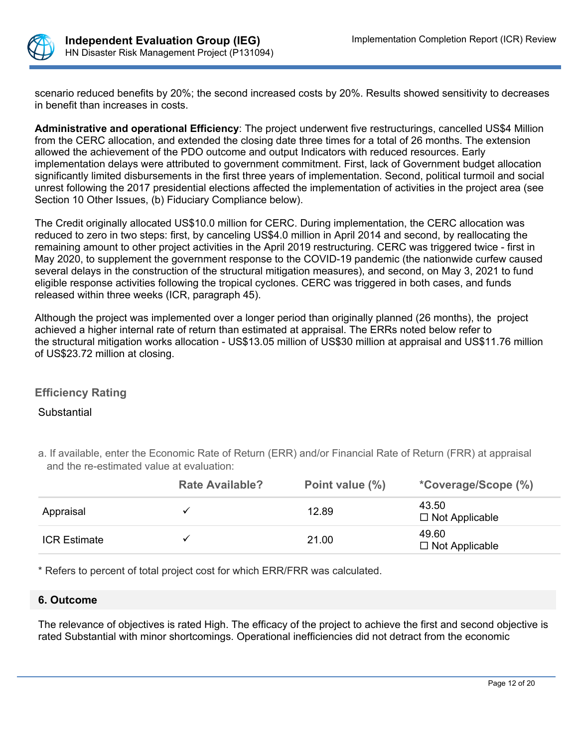scenario reduced benefits by 20%; the second increased costs by 20%. Results showed sensitivity to decreases in benefit than increases in costs.

**Administrative and operational Efficiency**: The project underwent five restructurings, cancelled US$4 Million from the CERC allocation, and extended the closing date three times for a total of 26 months. The extension allowed the achievement of the PDO outcome and output Indicators with reduced resources. Early implementation delays were attributed to government commitment. First, lack of Government budget allocation significantly limited disbursements in the first three years of implementation. Second, political turmoil and social unrest following the 2017 presidential elections affected the implementation of activities in the project area (see Section 10 Other Issues, (b) Fiduciary Compliance below).

The Credit originally allocated US$10.0 million for CERC. During implementation, the CERC allocation was reduced to zero in two steps: first, by canceling US$4.0 million in April 2014 and second, by reallocating the remaining amount to other project activities in the April 2019 restructuring. CERC was triggered twice - first in May 2020, to supplement the government response to the COVID-19 pandemic (the nationwide curfew caused several delays in the construction of the structural mitigation measures), and second, on May 3, 2021 to fund eligible response activities following the tropical cyclones. CERC was triggered in both cases, and funds released within three weeks (ICR, paragraph 45).

Although the project was implemented over a longer period than originally planned (26 months), the project achieved a higher internal rate of return than estimated at appraisal. The ERRs noted below refer to the structural mitigation works allocation - US$13.05 million of US$30 million at appraisal and US$11.76 million of US$23.72 million at closing.

### Efficiency Rating

Substantial

a. If available, enter the Economic Rate of Return (ERR) and/or Financial Rate of Return (FRR) at appraisal and the re-estimated value at evaluation:

| | Rate Available? | Point value (%) | *Coverage/Scope (%) |
|---|---|---|---|
| Appraisal | ✓ | 12.89 | 43.50<br>☐ Not Applicable |
| ICR Estimate | ✓ | 21.00 | 49.60<br>☐ Not Applicable |

* Refers to percent of total project cost for which ERR/FRR was calculated.

## 6. Outcome

The relevance of objectives is rated High. The efficacy of the project to achieve the first and second objective is rated Substantial with minor shortcomings. Operational inefficiencies did not detract from the economic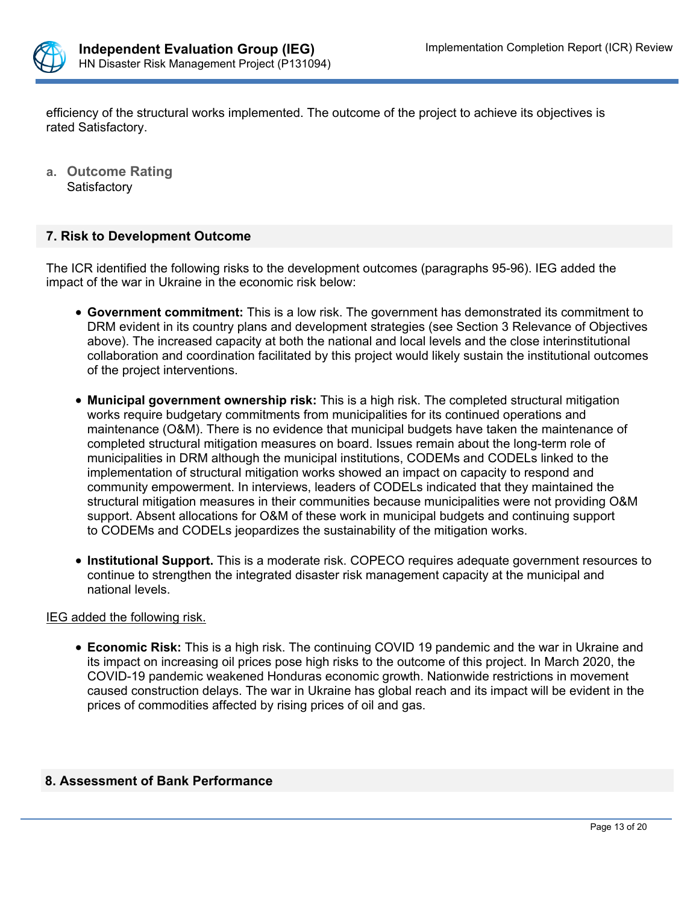efficiency of the structural works implemented. The outcome of the project to achieve its objectives is rated Satisfactory.

**a. Outcome Rating**
Satisfactory

## 7. Risk to Development Outcome

The ICR identified the following risks to the development outcomes (paragraphs 95-96). IEG added the impact of the war in Ukraine in the economic risk below:

- **Government commitment:** This is a low risk. The government has demonstrated its commitment to DRM evident in its country plans and development strategies (see Section 3 Relevance of Objectives above). The increased capacity at both the national and local levels and the close interinstitutional collaboration and coordination facilitated by this project would likely sustain the institutional outcomes of the project interventions.
- **Municipal government ownership risk:** This is a high risk. The completed structural mitigation works require budgetary commitments from municipalities for its continued operations and maintenance (O&M). There is no evidence that municipal budgets have taken the maintenance of completed structural mitigation measures on board. Issues remain about the long-term role of municipalities in DRM although the municipal institutions, CODEMs and CODELs linked to the implementation of structural mitigation works showed an impact on capacity to respond and community empowerment. In interviews, leaders of CODELs indicated that they maintained the structural mitigation measures in their communities because municipalities were not providing O&M support. Absent allocations for O&M of these work in municipal budgets and continuing support to CODEMs and CODELs jeopardizes the sustainability of the mitigation works.
- **Institutional Support.** This is a moderate risk. COPECO requires adequate government resources to continue to strengthen the integrated disaster risk management capacity at the municipal and national levels.

IEG added the following risk.

- **Economic Risk:** This is a high risk. The continuing COVID 19 pandemic and the war in Ukraine and its impact on increasing oil prices pose high risks to the outcome of this project. In March 2020, the COVID-19 pandemic weakened Honduras economic growth. Nationwide restrictions in movement caused construction delays. The war in Ukraine has global reach and its impact will be evident in the prices of commodities affected by rising prices of oil and gas.

## 8. Assessment of Bank Performance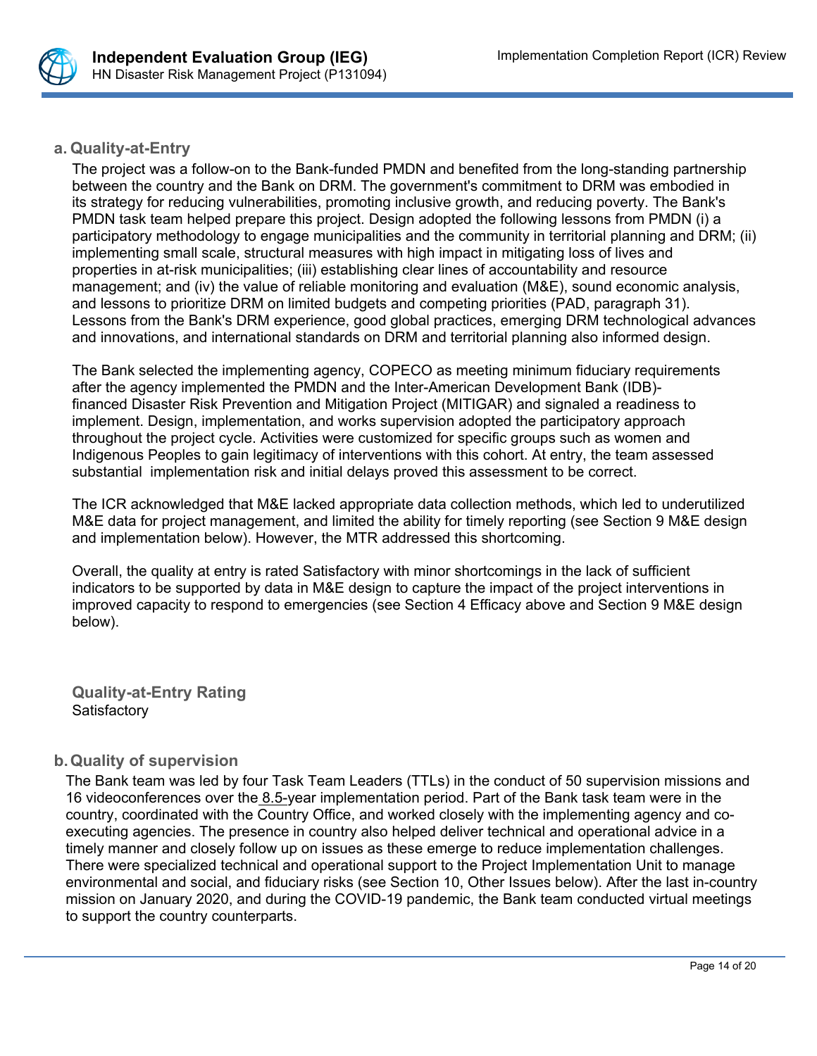## a. Quality-at-Entry

The project was a follow-on to the Bank-funded PMDN and benefited from the long-standing partnership between the country and the Bank on DRM. The government's commitment to DRM was embodied in its strategy for reducing vulnerabilities, promoting inclusive growth, and reducing poverty. The Bank's PMDN task team helped prepare this project. Design adopted the following lessons from PMDN (i) a participatory methodology to engage municipalities and the community in territorial planning and DRM; (ii) implementing small scale, structural measures with high impact in mitigating loss of lives and properties in at-risk municipalities; (iii) establishing clear lines of accountability and resource management; and (iv) the value of reliable monitoring and evaluation (M&E), sound economic analysis, and lessons to prioritize DRM on limited budgets and competing priorities (PAD, paragraph 31). Lessons from the Bank's DRM experience, good global practices, emerging DRM technological advances and innovations, and international standards on DRM and territorial planning also informed design.

The Bank selected the implementing agency, COPECO as meeting minimum fiduciary requirements after the agency implemented the PMDN and the Inter-American Development Bank (IDB)-financed Disaster Risk Prevention and Mitigation Project (MITIGAR) and signaled a readiness to implement. Design, implementation, and works supervision adopted the participatory approach throughout the project cycle. Activities were customized for specific groups such as women and Indigenous Peoples to gain legitimacy of interventions with this cohort. At entry, the team assessed substantial implementation risk and initial delays proved this assessment to be correct.

The ICR acknowledged that M&E lacked appropriate data collection methods, which led to underutilized M&E data for project management, and limited the ability for timely reporting (see Section 9 M&E design and implementation below). However, the MTR addressed this shortcoming.

Overall, the quality at entry is rated Satisfactory with minor shortcomings in the lack of sufficient indicators to be supported by data in M&E design to capture the impact of the project interventions in improved capacity to respond to emergencies (see Section 4 Efficacy above and Section 9 M&E design below).

**Quality-at-Entry Rating**
Satisfactory

## b. Quality of supervision

The Bank team was led by four Task Team Leaders (TTLs) in the conduct of 50 supervision missions and 16 videoconferences over the 8.5-year implementation period. Part of the Bank task team were in the country, coordinated with the Country Office, and worked closely with the implementing agency and co-executing agencies. The presence in country also helped deliver technical and operational advice in a timely manner and closely follow up on issues as these emerge to reduce implementation challenges. There were specialized technical and operational support to the Project Implementation Unit to manage environmental and social, and fiduciary risks (see Section 10, Other Issues below). After the last in-country mission on January 2020, and during the COVID-19 pandemic, the Bank team conducted virtual meetings to support the country counterparts.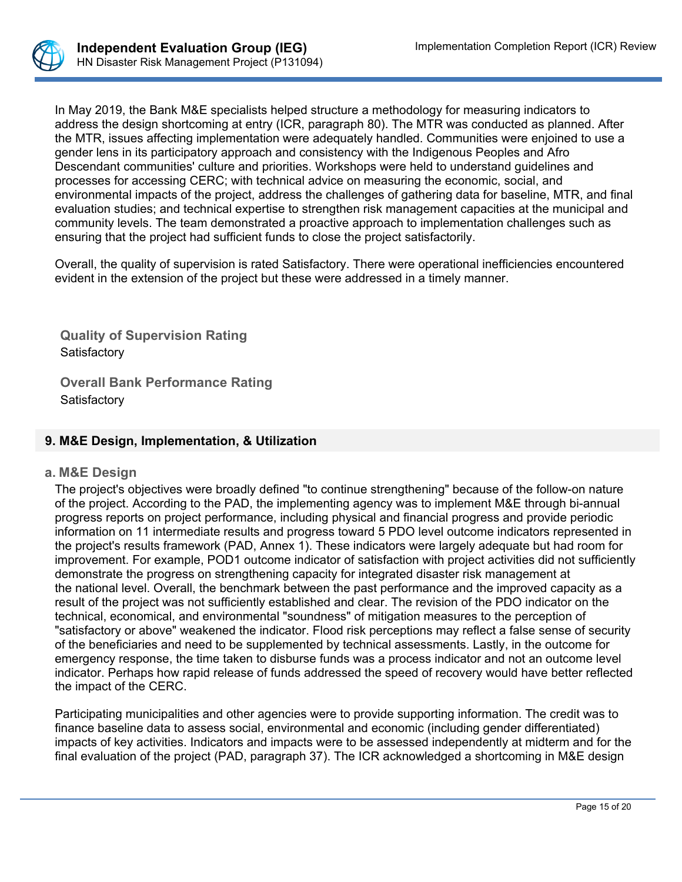In May 2019, the Bank M&E specialists helped structure a methodology for measuring indicators to address the design shortcoming at entry (ICR, paragraph 80). The MTR was conducted as planned. After the MTR, issues affecting implementation were adequately handled. Communities were enjoined to use a gender lens in its participatory approach and consistency with the Indigenous Peoples and Afro Descendant communities' culture and priorities. Workshops were held to understand guidelines and processes for accessing CERC; with technical advice on measuring the economic, social, and environmental impacts of the project, address the challenges of gathering data for baseline, MTR, and final evaluation studies; and technical expertise to strengthen risk management capacities at the municipal and community levels. The team demonstrated a proactive approach to implementation challenges such as ensuring that the project had sufficient funds to close the project satisfactorily.

Overall, the quality of supervision is rated Satisfactory. There were operational inefficiencies encountered evident in the extension of the project but these were addressed in a timely manner.

**Quality of Supervision Rating**
Satisfactory

**Overall Bank Performance Rating**
Satisfactory

## 9. M&E Design, Implementation, & Utilization

### a. M&E Design

The project's objectives were broadly defined "to continue strengthening" because of the follow-on nature of the project. According to the PAD, the implementing agency was to implement M&E through bi-annual progress reports on project performance, including physical and financial progress and provide periodic information on 11 intermediate results and progress toward 5 PDO level outcome indicators represented in the project's results framework (PAD, Annex 1). These indicators were largely adequate but had room for improvement. For example, POD1 outcome indicator of satisfaction with project activities did not sufficiently demonstrate the progress on strengthening capacity for integrated disaster risk management at the national level. Overall, the benchmark between the past performance and the improved capacity as a result of the project was not sufficiently established and clear. The revision of the PDO indicator on the technical, economical, and environmental "soundness" of mitigation measures to the perception of "satisfactory or above" weakened the indicator. Flood risk perceptions may reflect a false sense of security of the beneficiaries and need to be supplemented by technical assessments. Lastly, in the outcome for emergency response, the time taken to disburse funds was a process indicator and not an outcome level indicator. Perhaps how rapid release of funds addressed the speed of recovery would have better reflected the impact of the CERC.

Participating municipalities and other agencies were to provide supporting information. The credit was to finance baseline data to assess social, environmental and economic (including gender differentiated) impacts of key activities. Indicators and impacts were to be assessed independently at midterm and for the final evaluation of the project (PAD, paragraph 37). The ICR acknowledged a shortcoming in M&E design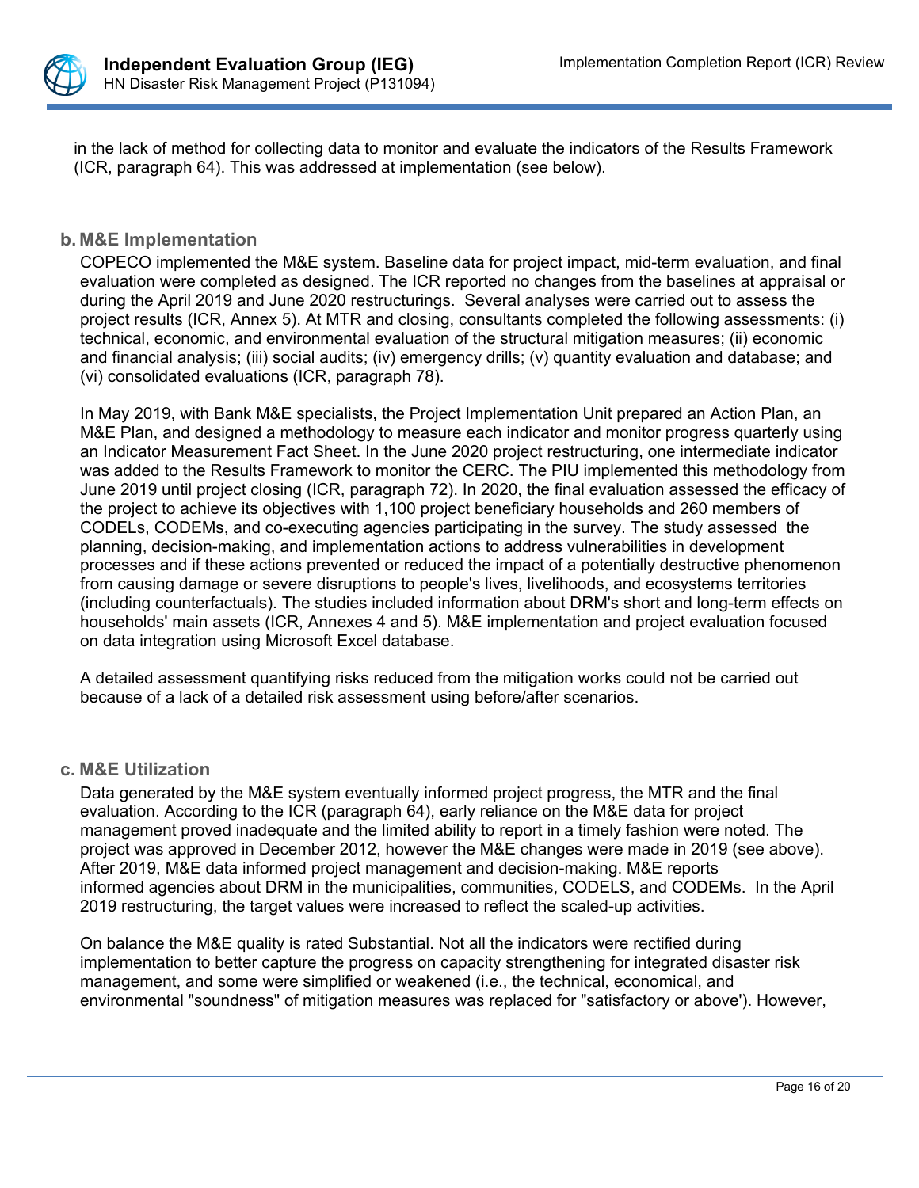in the lack of method for collecting data to monitor and evaluate the indicators of the Results Framework (ICR, paragraph 64). This was addressed at implementation (see below).

### b. M&E Implementation

COPECO implemented the M&E system. Baseline data for project impact, mid-term evaluation, and final evaluation were completed as designed. The ICR reported no changes from the baselines at appraisal or during the April 2019 and June 2020 restructurings. Several analyses were carried out to assess the project results (ICR, Annex 5). At MTR and closing, consultants completed the following assessments: (i) technical, economic, and environmental evaluation of the structural mitigation measures; (ii) economic and financial analysis; (iii) social audits; (iv) emergency drills; (v) quantity evaluation and database; and (vi) consolidated evaluations (ICR, paragraph 78).

In May 2019, with Bank M&E specialists, the Project Implementation Unit prepared an Action Plan, an M&E Plan, and designed a methodology to measure each indicator and monitor progress quarterly using an Indicator Measurement Fact Sheet. In the June 2020 project restructuring, one intermediate indicator was added to the Results Framework to monitor the CERC. The PIU implemented this methodology from June 2019 until project closing (ICR, paragraph 72). In 2020, the final evaluation assessed the efficacy of the project to achieve its objectives with 1,100 project beneficiary households and 260 members of CODELs, CODEMs, and co-executing agencies participating in the survey. The study assessed the planning, decision-making, and implementation actions to address vulnerabilities in development processes and if these actions prevented or reduced the impact of a potentially destructive phenomenon from causing damage or severe disruptions to people's lives, livelihoods, and ecosystems territories (including counterfactuals). The studies included information about DRM's short and long-term effects on households' main assets (ICR, Annexes 4 and 5). M&E implementation and project evaluation focused on data integration using Microsoft Excel database.

A detailed assessment quantifying risks reduced from the mitigation works could not be carried out because of a lack of a detailed risk assessment using before/after scenarios.

### c. M&E Utilization

Data generated by the M&E system eventually informed project progress, the MTR and the final evaluation. According to the ICR (paragraph 64), early reliance on the M&E data for project management proved inadequate and the limited ability to report in a timely fashion were noted. The project was approved in December 2012, however the M&E changes were made in 2019 (see above). After 2019, M&E data informed project management and decision-making. M&E reports informed agencies about DRM in the municipalities, communities, CODELS, and CODEMs. In the April 2019 restructuring, the target values were increased to reflect the scaled-up activities.

On balance the M&E quality is rated Substantial. Not all the indicators were rectified during implementation to better capture the progress on capacity strengthening for integrated disaster risk management, and some were simplified or weakened (i.e., the technical, economical, and environmental "soundness" of mitigation measures was replaced for "satisfactory or above'). However,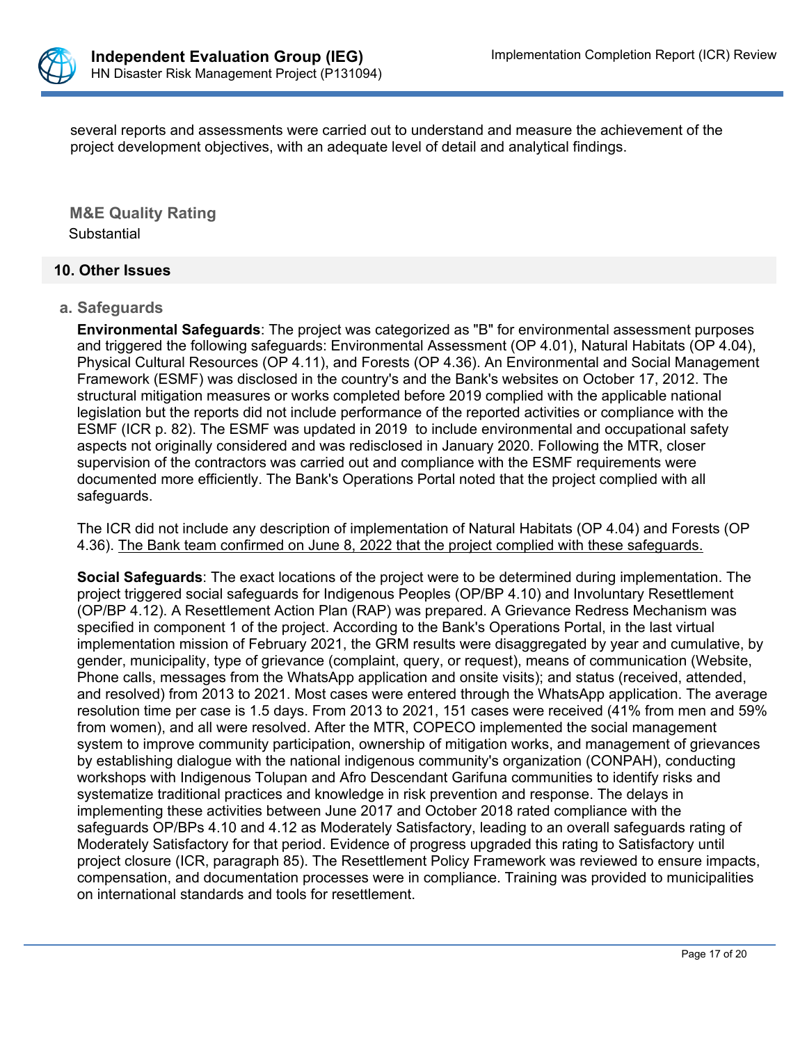several reports and assessments were carried out to understand and measure the achievement of the project development objectives, with an adequate level of detail and analytical findings.

**M&E Quality Rating**

Substantial

## 10. Other Issues

### a. Safeguards

**Environmental Safeguards**: The project was categorized as "B" for environmental assessment purposes and triggered the following safeguards: Environmental Assessment (OP 4.01), Natural Habitats (OP 4.04), Physical Cultural Resources (OP 4.11), and Forests (OP 4.36). An Environmental and Social Management Framework (ESMF) was disclosed in the country's and the Bank's websites on October 17, 2012. The structural mitigation measures or works completed before 2019 complied with the applicable national legislation but the reports did not include performance of the reported activities or compliance with the ESMF (ICR p. 82). The ESMF was updated in 2019 to include environmental and occupational safety aspects not originally considered and was redisclosed in January 2020. Following the MTR, closer supervision of the contractors was carried out and compliance with the ESMF requirements were documented more efficiently. The Bank's Operations Portal noted that the project complied with all safeguards.

The ICR did not include any description of implementation of Natural Habitats (OP 4.04) and Forests (OP 4.36). The Bank team confirmed on June 8, 2022 that the project complied with these safeguards.

**Social Safeguards**: The exact locations of the project were to be determined during implementation. The project triggered social safeguards for Indigenous Peoples (OP/BP 4.10) and Involuntary Resettlement (OP/BP 4.12). A Resettlement Action Plan (RAP) was prepared. A Grievance Redress Mechanism was specified in component 1 of the project. According to the Bank's Operations Portal, in the last virtual implementation mission of February 2021, the GRM results were disaggregated by year and cumulative, by gender, municipality, type of grievance (complaint, query, or request), means of communication (Website, Phone calls, messages from the WhatsApp application and onsite visits); and status (received, attended, and resolved) from 2013 to 2021. Most cases were entered through the WhatsApp application. The average resolution time per case is 1.5 days. From 2013 to 2021, 151 cases were received (41% from men and 59% from women), and all were resolved. After the MTR, COPECO implemented the social management system to improve community participation, ownership of mitigation works, and management of grievances by establishing dialogue with the national indigenous community's organization (CONPAH), conducting workshops with Indigenous Tolupan and Afro Descendant Garifuna communities to identify risks and systematize traditional practices and knowledge in risk prevention and response. The delays in implementing these activities between June 2017 and October 2018 rated compliance with the safeguards OP/BPs 4.10 and 4.12 as Moderately Satisfactory, leading to an overall safeguards rating of Moderately Satisfactory for that period. Evidence of progress upgraded this rating to Satisfactory until project closure (ICR, paragraph 85). The Resettlement Policy Framework was reviewed to ensure impacts, compensation, and documentation processes were in compliance. Training was provided to municipalities on international standards and tools for resettlement.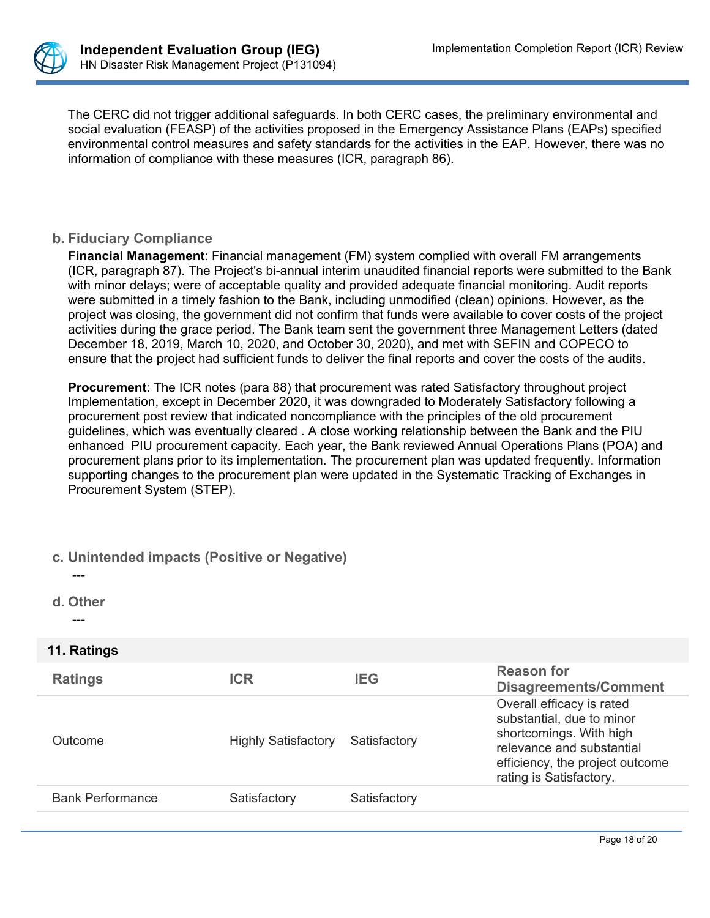The CERC did not trigger additional safeguards. In both CERC cases, the preliminary environmental and social evaluation (FEASP) of the activities proposed in the Emergency Assistance Plans (EAPs) specified environmental control measures and safety standards for the activities in the EAP. However, there was no information of compliance with these measures (ICR, paragraph 86).

### b. Fiduciary Compliance

**Financial Management**: Financial management (FM) system complied with overall FM arrangements (ICR, paragraph 87). The Project's bi-annual interim unaudited financial reports were submitted to the Bank with minor delays; were of acceptable quality and provided adequate financial monitoring. Audit reports were submitted in a timely fashion to the Bank, including unmodified (clean) opinions. However, as the project was closing, the government did not confirm that funds were available to cover costs of the project activities during the grace period. The Bank team sent the government three Management Letters (dated December 18, 2019, March 10, 2020, and October 30, 2020), and met with SEFIN and COPECO to ensure that the project had sufficient funds to deliver the final reports and cover the costs of the audits.

**Procurement**: The ICR notes (para 88) that procurement was rated Satisfactory throughout project Implementation, except in December 2020, it was downgraded to Moderately Satisfactory following a procurement post review that indicated noncompliance with the principles of the old procurement guidelines, which was eventually cleared . A close working relationship between the Bank and the PIU enhanced PIU procurement capacity. Each year, the Bank reviewed Annual Operations Plans (POA) and procurement plans prior to its implementation. The procurement plan was updated frequently. Information supporting changes to the procurement plan were updated in the Systematic Tracking of Exchanges in Procurement System (STEP).

### c. Unintended impacts (Positive or Negative)

---

### d. Other

---

## 11. Ratings

| Ratings | ICR | IEG | Reason for Disagreements/Comment |
|---|---|---|---|
| Outcome | Highly Satisfactory | Satisfactory | Overall efficacy is rated substantial, due to minor shortcomings. With high relevance and substantial efficiency, the project outcome rating is Satisfactory. |
| Bank Performance | Satisfactory | Satisfactory | |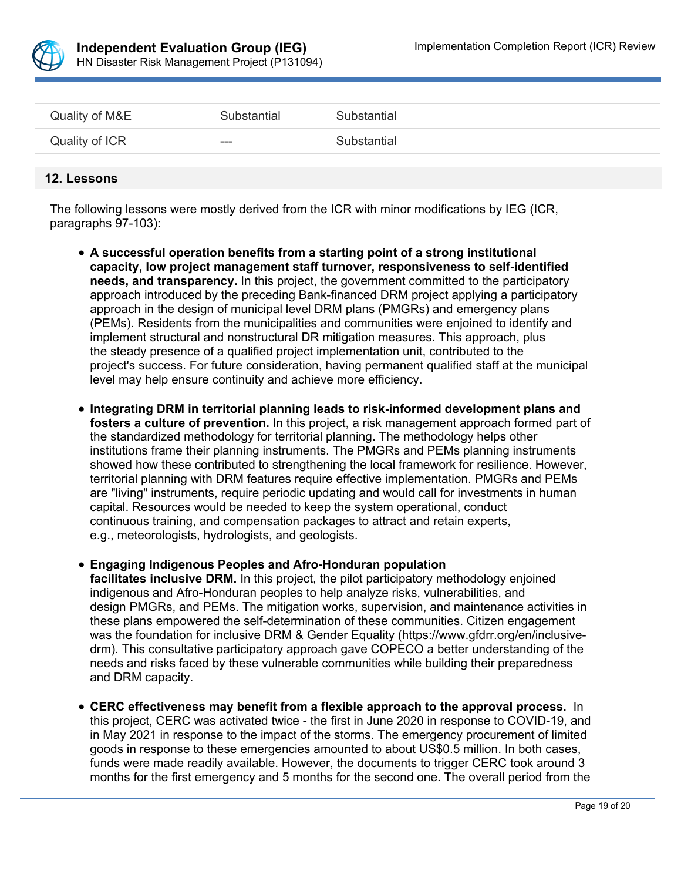| Quality of M&E | Substantial | Substantial |
|---|---|---|
| Quality of ICR | --- | Substantial |

## 12. Lessons

The following lessons were mostly derived from the ICR with minor modifications by IEG (ICR, paragraphs 97-103):

- **A successful operation benefits from a starting point of a strong institutional capacity, low project management staff turnover, responsiveness to self-identified needs, and transparency.** In this project, the government committed to the participatory approach introduced by the preceding Bank-financed DRM project applying a participatory approach in the design of municipal level DRM plans (PMGRs) and emergency plans (PEMs). Residents from the municipalities and communities were enjoined to identify and implement structural and nonstructural DR mitigation measures. This approach, plus the steady presence of a qualified project implementation unit, contributed to the project's success. For future consideration, having permanent qualified staff at the municipal level may help ensure continuity and achieve more efficiency.

- **Integrating DRM in territorial planning leads to risk-informed development plans and fosters a culture of prevention.** In this project, a risk management approach formed part of the standardized methodology for territorial planning. The methodology helps other institutions frame their planning instruments. The PMGRs and PEMs planning instruments showed how these contributed to strengthening the local framework for resilience. However, territorial planning with DRM features require effective implementation. PMGRs and PEMs are "living" instruments, require periodic updating and would call for investments in human capital. Resources would be needed to keep the system operational, conduct continuous training, and compensation packages to attract and retain experts, e.g., meteorologists, hydrologists, and geologists.

- **Engaging Indigenous Peoples and Afro-Honduran population facilitates inclusive DRM.** In this project, the pilot participatory methodology enjoined indigenous and Afro-Honduran peoples to help analyze risks, vulnerabilities, and design PMGRs, and PEMs. The mitigation works, supervision, and maintenance activities in these plans empowered the self-determination of these communities. Citizen engagement was the foundation for inclusive DRM & Gender Equality (https://www.gfdrr.org/en/inclusive-drm). This consultative participatory approach gave COPECO a better understanding of the needs and risks faced by these vulnerable communities while building their preparedness and DRM capacity.

- **CERC effectiveness may benefit from a flexible approach to the approval process.** In this project, CERC was activated twice - the first in June 2020 in response to COVID-19, and in May 2021 in response to the impact of the storms. The emergency procurement of limited goods in response to these emergencies amounted to about US$0.5 million. In both cases, funds were made readily available. However, the documents to trigger CERC took around 3 months for the first emergency and 5 months for the second one. The overall period from the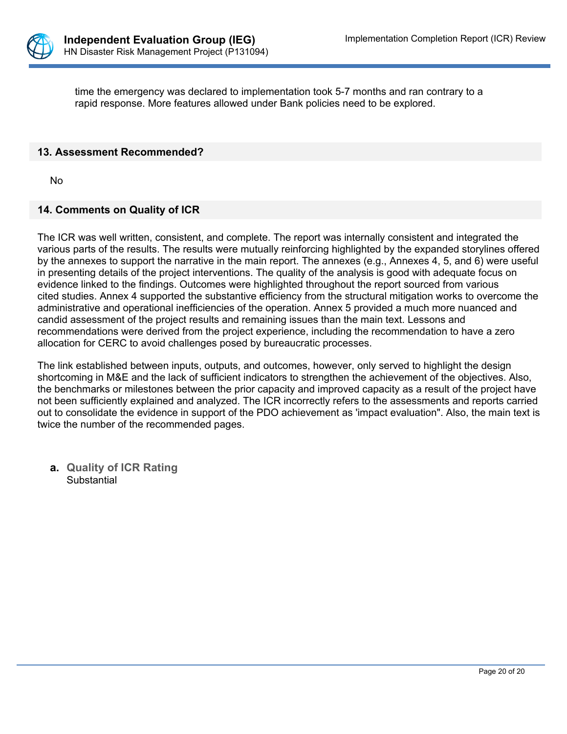time the emergency was declared to implementation took 5-7 months and ran contrary to a rapid response. More features allowed under Bank policies need to be explored.

## 13. Assessment Recommended?

No

## 14. Comments on Quality of ICR

The ICR was well written, consistent, and complete. The report was internally consistent and integrated the various parts of the results. The results were mutually reinforcing highlighted by the expanded storylines offered by the annexes to support the narrative in the main report. The annexes (e.g., Annexes 4, 5, and 6) were useful in presenting details of the project interventions. The quality of the analysis is good with adequate focus on evidence linked to the findings. Outcomes were highlighted throughout the report sourced from various cited studies. Annex 4 supported the substantive efficiency from the structural mitigation works to overcome the administrative and operational inefficiencies of the operation. Annex 5 provided a much more nuanced and candid assessment of the project results and remaining issues than the main text. Lessons and recommendations were derived from the project experience, including the recommendation to have a zero allocation for CERC to avoid challenges posed by bureaucratic processes.

The link established between inputs, outputs, and outcomes, however, only served to highlight the design shortcoming in M&E and the lack of sufficient indicators to strengthen the achievement of the objectives. Also, the benchmarks or milestones between the prior capacity and improved capacity as a result of the project have not been sufficiently explained and analyzed. The ICR incorrectly refers to the assessments and reports carried out to consolidate the evidence in support of the PDO achievement as 'impact evaluation". Also, the main text is twice the number of the recommended pages.

**a. Quality of ICR Rating**
Substantial